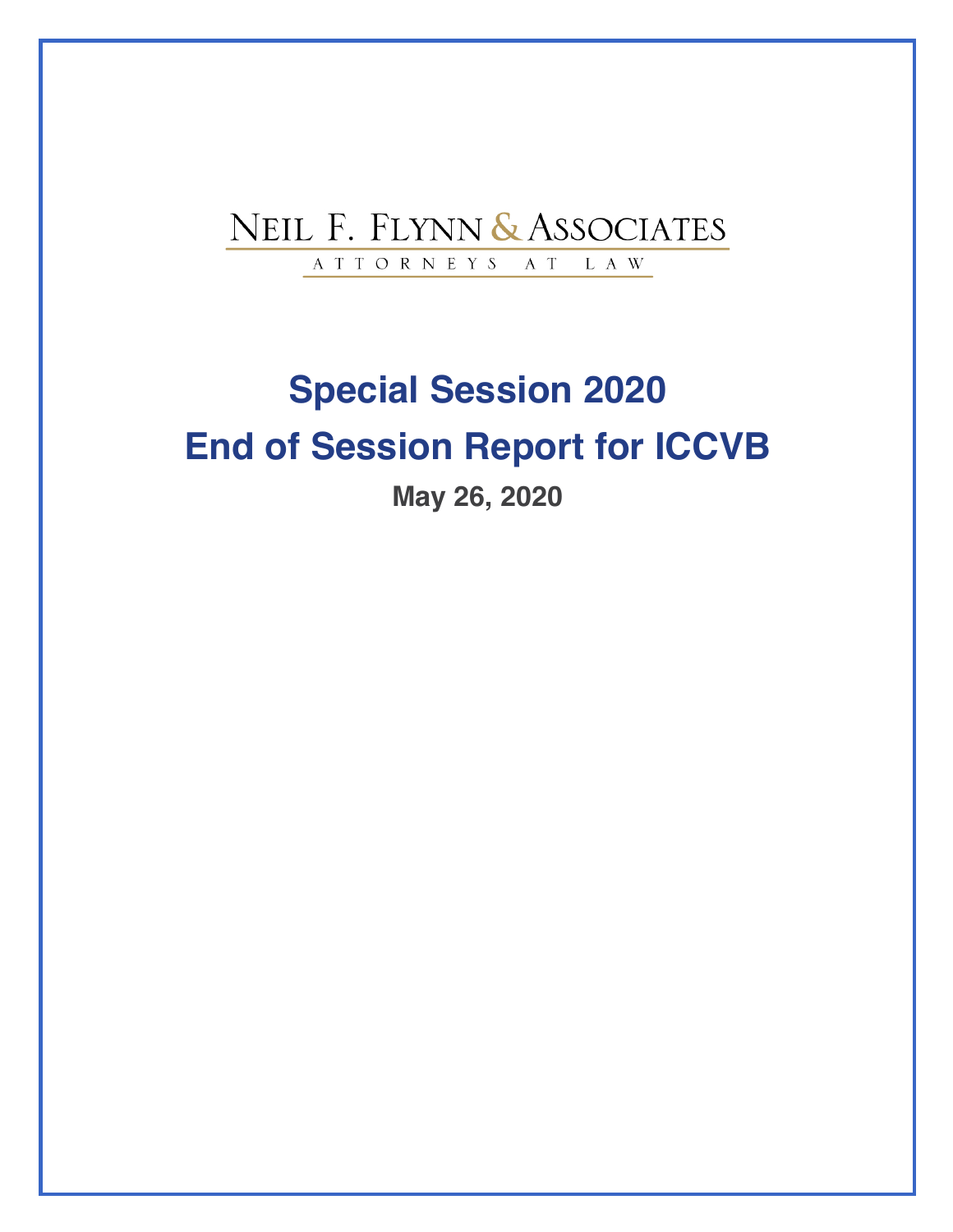NEIL F. FLYNN & ASSOCIATES

ATTORNEYS AT LAW

# Special Session 2020

# End of Session Report for ICCVB

**May 26, 2020**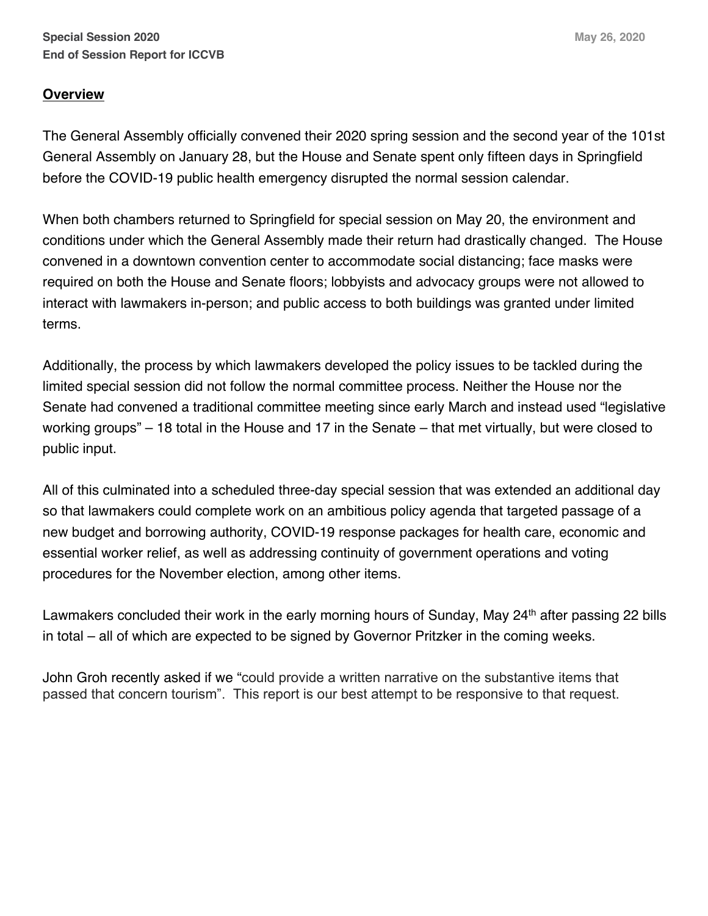## **Overview**

The General Assembly officially convened their 2020 spring session and the second year of the 101st General Assembly on January 28, but the House and Senate spent only fifteen days in Springfield before the COVID-19 public health emergency disrupted the normal session calendar.

When both chambers returned to Springfield for special session on May 20, the environment and conditions under which the General Assembly made their return had drastically changed. The House convened in a downtown convention center to accommodate social distancing; face masks were required on both the House and Senate floors; lobbyists and advocacy groups were not allowed to interact with lawmakers in-person; and public access to both buildings was granted under limited terms.

Additionally, the process by which lawmakers developed the policy issues to be tackled during the limited special session did not follow the normal committee process. Neither the House nor the Senate had convened a traditional committee meeting since early March and instead used "legislative working groups" – 18 total in the House and 17 in the Senate – that met virtually, but were closed to public input.

All of this culminated into a scheduled three-day special session that was extended an additional day so that lawmakers could complete work on an ambitious policy agenda that targeted passage of a new budget and borrowing authority, COVID-19 response packages for health care, economic and essential worker relief, as well as addressing continuity of government operations and voting procedures for the November election, among other items.

Lawmakers concluded their work in the early morning hours of Sunday, May 24th after passing 22 bills in total – all of which are expected to be signed by Governor Pritzker in the coming weeks.

John Groh recently asked if we "could provide a written narrative on the substantive items that passed that concern tourism". This report is our best attempt to be responsive to that request.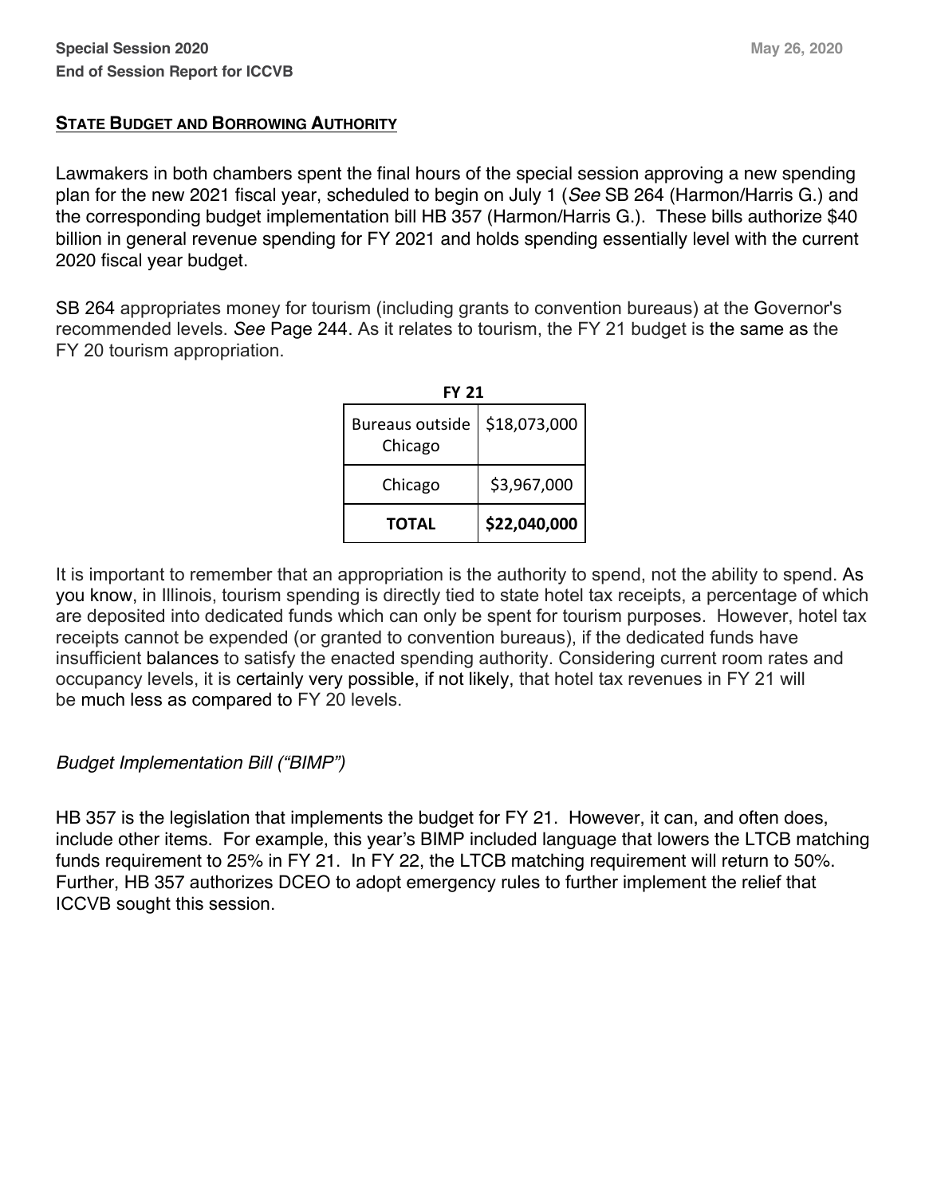## **State Budget and Borrowing Authority**

Lawmakers in both chambers spent the final hours of the special session approving a new spending plan for the new 2021 fiscal year, scheduled to begin on July 1 (*See* SB 264 (Harmon/Harris G.) and the corresponding budget implementation bill HB 357 (Harmon/Harris G.). These bills authorize $40 billion in general revenue spending for FY 2021 and holds spending essentially level with the current 2020 fiscal year budget.

SB 264 appropriates money for tourism (including grants to convention bureaus) at the Governor's recommended levels. *See* Page 244. As it relates to tourism, the FY 21 budget is the same as the FY 20 tourism appropriation.

| FY 21 | |
|---|---|
| Bureaus outside Chicago | $18,073,000 |
| Chicago | $3,967,000 |
| **TOTAL** | **$22,040,000** |

It is important to remember that an appropriation is the authority to spend, not the ability to spend. As you know, in Illinois, tourism spending is directly tied to state hotel tax receipts, a percentage of which are deposited into dedicated funds which can only be spent for tourism purposes. However, hotel tax receipts cannot be expended (or granted to convention bureaus), if the dedicated funds have insufficient balances to satisfy the enacted spending authority. Considering current room rates and occupancy levels, it is certainly very possible, if not likely, that hotel tax revenues in FY 21 will be much less as compared to FY 20 levels.

### *Budget Implementation Bill ("BIMP")*

HB 357 is the legislation that implements the budget for FY 21. However, it can, and often does, include other items. For example, this year's BIMP included language that lowers the LTCB matching funds requirement to 25% in FY 21. In FY 22, the LTCB matching requirement will return to 50%. Further, HB 357 authorizes DCEO to adopt emergency rules to further implement the relief that ICCVB sought this session.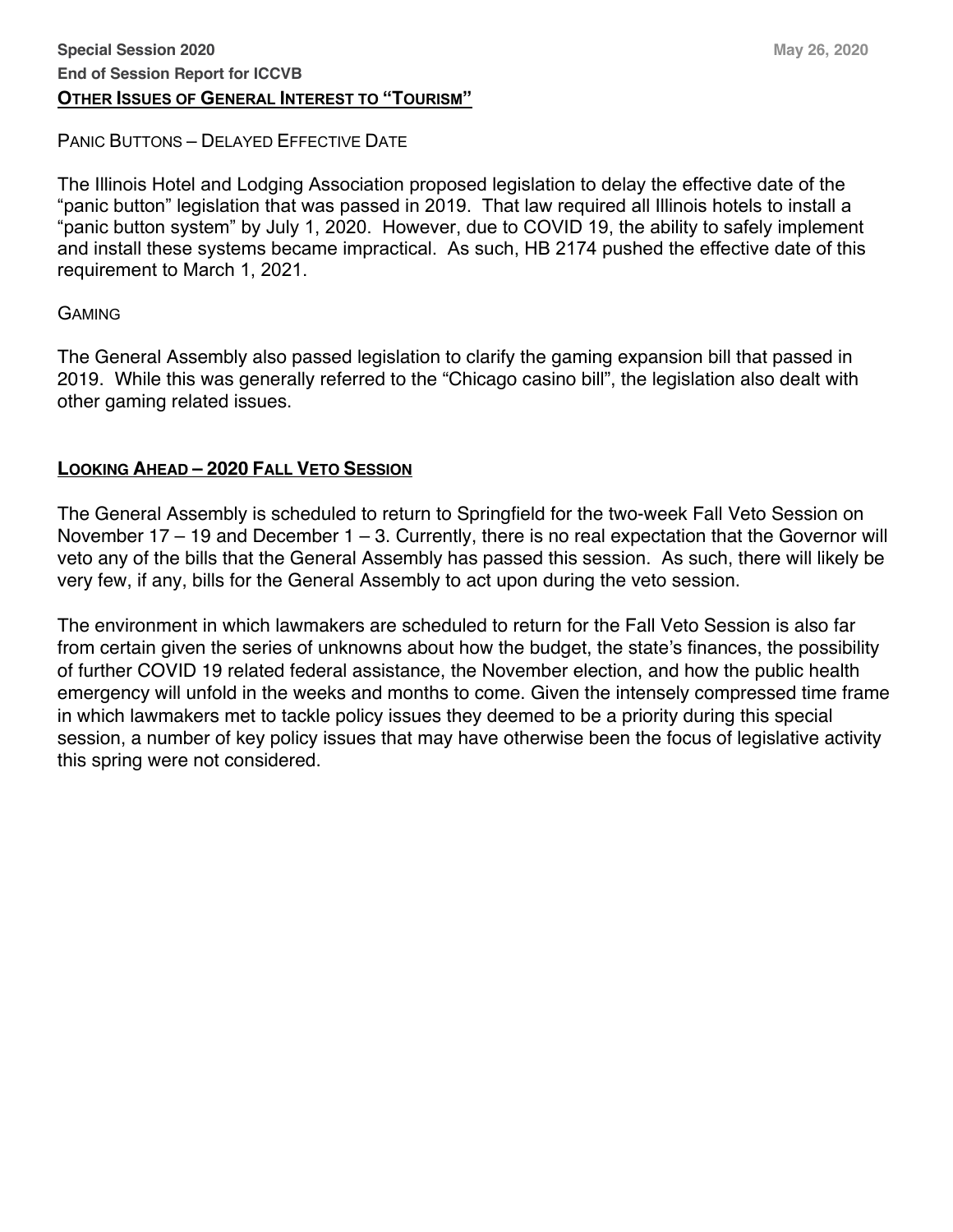**Special Session 2020**

**End of Session Report for ICCVB**

May 26, 2020

## **OTHER ISSUES OF GENERAL INTEREST TO "TOURISM"**

### PANIC BUTTONS – DELAYED EFFECTIVE DATE

The Illinois Hotel and Lodging Association proposed legislation to delay the effective date of the "panic button" legislation that was passed in 2019. That law required all Illinois hotels to install a "panic button system" by July 1, 2020. However, due to COVID 19, the ability to safely implement and install these systems became impractical. As such, HB 2174 pushed the effective date of this requirement to March 1, 2021.

### GAMING

The General Assembly also passed legislation to clarify the gaming expansion bill that passed in 2019. While this was generally referred to the "Chicago casino bill", the legislation also dealt with other gaming related issues.

## **LOOKING AHEAD – 2020 FALL VETO SESSION**

The General Assembly is scheduled to return to Springfield for the two-week Fall Veto Session on November 17 – 19 and December 1 – 3. Currently, there is no real expectation that the Governor will veto any of the bills that the General Assembly has passed this session. As such, there will likely be very few, if any, bills for the General Assembly to act upon during the veto session.

The environment in which lawmakers are scheduled to return for the Fall Veto Session is also far from certain given the series of unknowns about how the budget, the state's finances, the possibility of further COVID 19 related federal assistance, the November election, and how the public health emergency will unfold in the weeks and months to come. Given the intensely compressed time frame in which lawmakers met to tackle policy issues they deemed to be a priority during this special session, a number of key policy issues that may have otherwise been the focus of legislative activity this spring were not considered.